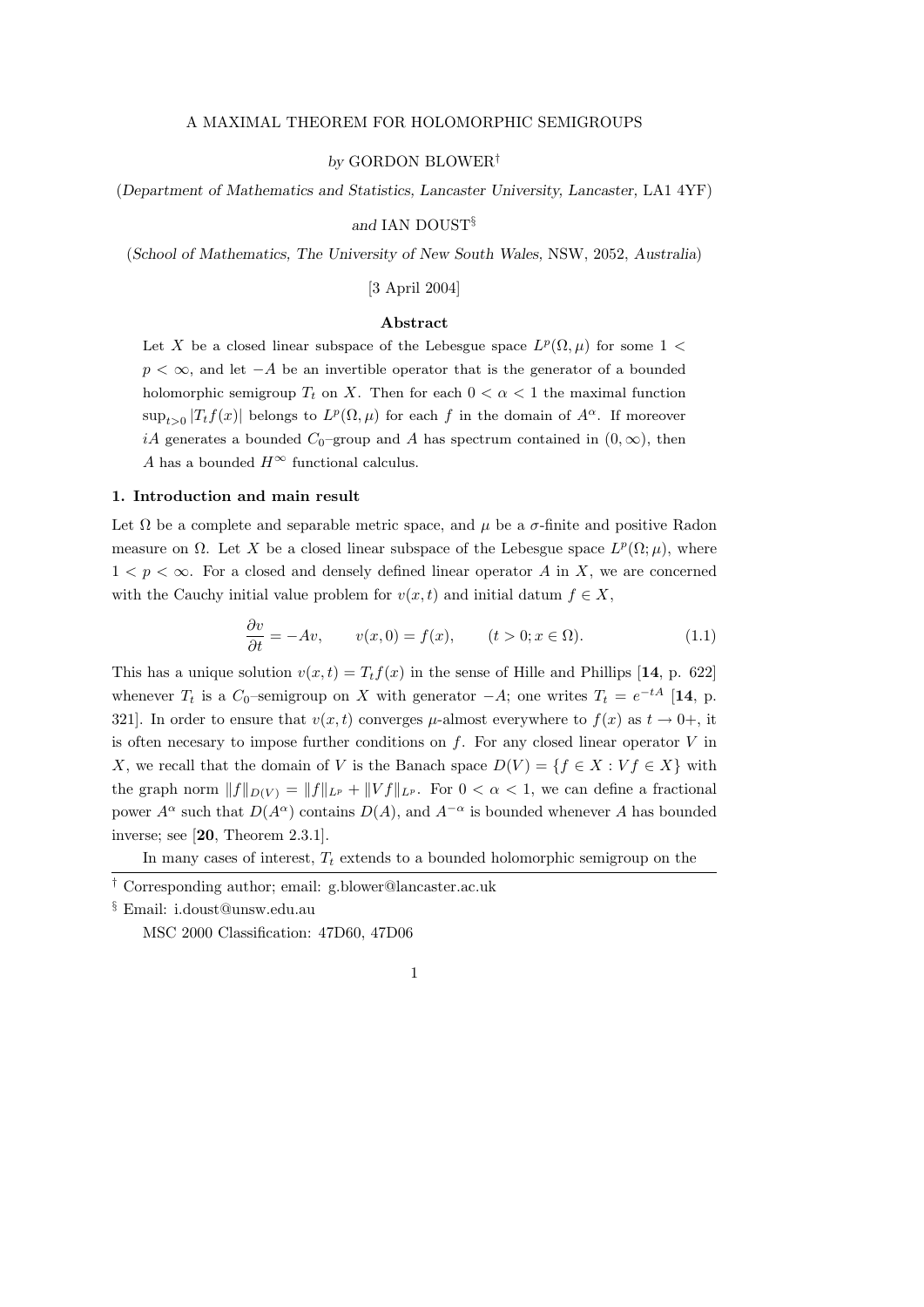# A MAXIMAL THEOREM FOR HOLOMORPHIC SEMIGROUPS

*by* GORDON BLOWER[†]

(*Department of Mathematics and Statistics, Lancaster University, Lancaster,* LA1 4YF)

*and* IAN DOUST[§]

(*School of Mathematics, The University of New South Wales,* NSW, 2052, *Australia*)

[3 April 2004]

**Abstract**

Let $X$ be a closed linear subspace of the Lebesgue space $L^p(\Omega, \mu)$ for some $1 < p < \infty$, and let $-A$ be an invertible operator that is the generator of a bounded holomorphic semigroup $T_t$ on $X$. Then for each $0 < \alpha < 1$ the maximal function $\sup_{t>0} |T_t f(x)|$ belongs to $L^p(\Omega, \mu)$ for each $f$ in the domain of $A^\alpha$. If moreover $iA$ generates a bounded $C_0$–group and $A$ has spectrum contained in $(0, \infty)$, then $A$ has a bounded $H^\infty$ functional calculus.

## 1. Introduction and main result

Let $\Omega$ be a complete and separable metric space, and $\mu$ be a $\sigma$-finite and positive Radon measure on $\Omega$. Let $X$ be a closed linear subspace of the Lebesgue space $L^p(\Omega; \mu)$, where $1 < p < \infty$. For a closed and densely defined linear operator $A$ in $X$, we are concerned with the Cauchy initial value problem for $v(x, t)$ and initial datum $f \in X$,

$$\frac{\partial v}{\partial t} = -Av, \qquad v(x, 0) = f(x), \qquad (t > 0; x \in \Omega). \tag{1.1}$$

This has a unique solution $v(x, t) = T_t f(x)$ in the sense of Hille and Phillips [**14**, p. 622] whenever $T_t$ is a $C_0$–semigroup on $X$ with generator $-A$; one writes $T_t = e^{-tA}$ [**14**, p. 321]. In order to ensure that $v(x, t)$ converges $\mu$-almost everywhere to $f(x)$ as $t \to 0+$, it is often necesary to impose further conditions on $f$. For any closed linear operator $V$ in $X$, we recall that the domain of $V$ is the Banach space $D(V) = \{f \in X : Vf \in X\}$ with the graph norm $\|f\|_{D(V)} = \|f\|_{L^p} + \|Vf\|_{L^p}$. For $0 < \alpha < 1$, we can define a fractional power $A^\alpha$ such that $D(A^\alpha)$ contains $D(A)$, and $A^{-\alpha}$ is bounded whenever $A$ has bounded inverse; see [**20**, Theorem 2.3.1].

In many cases of interest, $T_t$ extends to a bounded holomorphic semigroup on the

[†] Corresponding author; email: g.blower@lancaster.ac.uk

[§] Email: i.doust@unsw.edu.au

MSC 2000 Classification: 47D60, 47D06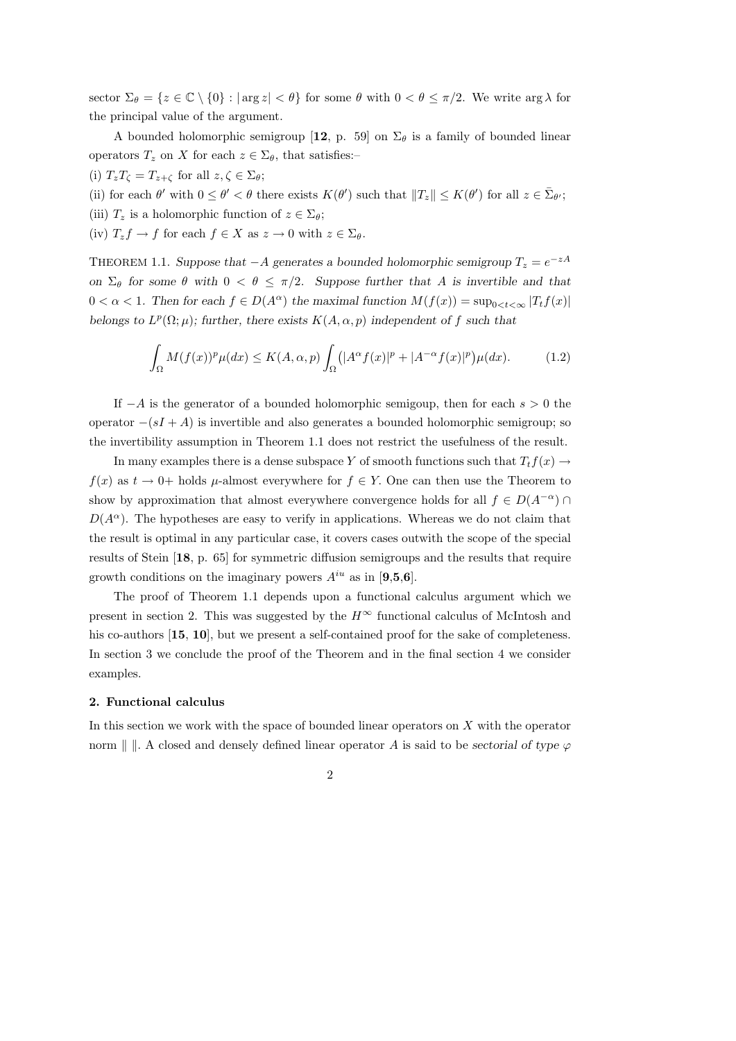sector $\Sigma_\theta = \{z \in \mathbb{C} \setminus \{0\} : |\arg z| < \theta\}$ for some $\theta$ with $0 < \theta \leq \pi/2$. We write $\arg \lambda$ for the principal value of the argument.

A bounded holomorphic semigroup [**12**, p. 59] on $\Sigma_\theta$ is a family of bounded linear operators $T_z$ on $X$ for each $z \in \Sigma_\theta$, that satisfies:–

(i) $T_z T_\zeta = T_{z+\zeta}$ for all $z, \zeta \in \Sigma_\theta$;

(ii) for each $\theta'$ with $0 \leq \theta' < \theta$ there exists $K(\theta')$ such that $\|T_z\| \leq K(\theta')$ for all $z \in \bar{\Sigma}_{\theta'}$;

(iii) $T_z$ is a holomorphic function of $z \in \Sigma_\theta$;

(iv) $T_z f \to f$ for each $f \in X$ as $z \to 0$ with $z \in \Sigma_\theta$.

THEOREM 1.1. *Suppose that $-A$ generates a bounded holomorphic semigroup $T_z = e^{-zA}$ on $\Sigma_\theta$ for some $\theta$ with $0 < \theta \leq \pi/2$. Suppose further that $A$ is invertible and that $0 < \alpha < 1$. Then for each $f \in D(A^\alpha)$ the maximal function $M(f(x)) = \sup_{0<t<\infty} |T_t f(x)|$ belongs to $L^p(\Omega; \mu)$; further, there exists $K(A, \alpha, p)$ independent of $f$ such that*

$$\int_\Omega M(f(x))^p \mu(dx) \leq K(A, \alpha, p) \int_\Omega \big(|A^\alpha f(x)|^p + |A^{-\alpha} f(x)|^p\big) \mu(dx). \tag{1.2}$$

If $-A$ is the generator of a bounded holomorphic semigoup, then for each $s > 0$ the operator $-(sI + A)$ is invertible and also generates a bounded holomorphic semigroup; so the invertibility assumption in Theorem 1.1 does not restrict the usefulness of the result.

In many examples there is a dense subspace $Y$ of smooth functions such that $T_t f(x) \to f(x)$ as $t \to 0+$ holds $\mu$-almost everywhere for $f \in Y$. One can then use the Theorem to show by approximation that almost everywhere convergence holds for all $f \in D(A^{-\alpha}) \cap D(A^\alpha)$. The hypotheses are easy to verify in applications. Whereas we do not claim that the result is optimal in any particular case, it covers cases outwith the scope of the special results of Stein [**18**, p. 65] for symmetric diffusion semigroups and the results that require growth conditions on the imaginary powers $A^{iu}$ as in [**9**,**5**,**6**].

The proof of Theorem 1.1 depends upon a functional calculus argument which we present in section 2. This was suggested by the $H^\infty$ functional calculus of McIntosh and his co-authors [**15**, **10**], but we present a self-contained proof for the sake of completeness. In section 3 we conclude the proof of the Theorem and in the final section 4 we consider examples.

## 2. Functional calculus

In this section we work with the space of bounded linear operators on $X$ with the operator norm $\| \|$. A closed and densely defined linear operator $A$ is said to be *sectorial of type* $\varphi$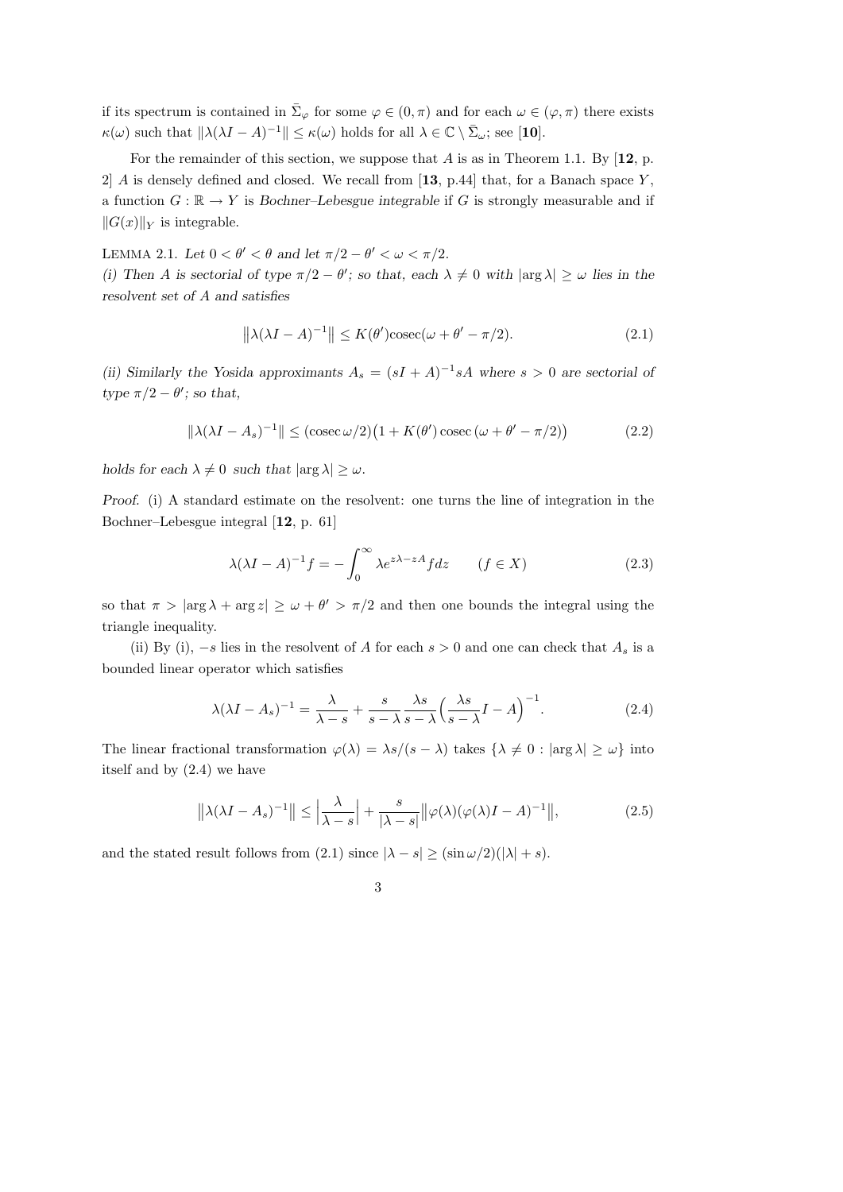if its spectrum is contained in $\bar{\Sigma}_\varphi$ for some $\varphi \in (0, \pi)$ and for each $\omega \in (\varphi, \pi)$ there exists $\kappa(\omega)$ such that $\|\lambda(\lambda I - A)^{-1}\| \leq \kappa(\omega)$ holds for all $\lambda \in \mathbb{C} \setminus \bar{\Sigma}_\omega$; see [**10**].

For the remainder of this section, we suppose that $A$ is as in Theorem 1.1. By [**12**, p. 2] $A$ is densely defined and closed. We recall from [**13**, p.44] that, for a Banach space $Y$, a function $G : \mathbb{R} \to Y$ is *Bochner–Lebesgue integrable* if $G$ is strongly measurable and if $\|G(x)\|_Y$ is integrable.

LEMMA 2.1. *Let $0 < \theta' < \theta$ and let $\pi/2 - \theta' < \omega < \pi/2$.*
*(i) Then $A$ is sectorial of type $\pi/2 - \theta'$; so that, each $\lambda \neq 0$ with $|\arg \lambda| \geq \omega$ lies in the resolvent set of $A$ and satisfies*

$$\big\|\lambda(\lambda I - A)^{-1}\big\| \leq K(\theta')\mathrm{cosec}(\omega + \theta' - \pi/2). \tag{2.1}$$

*(ii) Similarly the Yosida approximants $A_s = (sI + A)^{-1} sA$ where $s > 0$ are sectorial of type $\pi/2 - \theta'$; so that,*

$$\|\lambda(\lambda I - A_s)^{-1}\| \leq (\mathrm{cosec}\,\omega/2)\big(1 + K(\theta')\,\mathrm{cosec}\,(\omega + \theta' - \pi/2)\big) \tag{2.2}$$

*holds for each $\lambda \neq 0$ such that $|\arg \lambda| \geq \omega$.*

*Proof.* (i) A standard estimate on the resolvent: one turns the line of integration in the Bochner–Lebesgue integral [**12**, p. 61]

$$\lambda(\lambda I - A)^{-1} f = -\int_0^\infty \lambda e^{z\lambda - zA} f dz \qquad (f \in X) \tag{2.3}$$

so that $\pi > |\arg \lambda + \arg z| \geq \omega + \theta' > \pi/2$ and then one bounds the integral using the triangle inequality.

(ii) By (i), $-s$ lies in the resolvent of $A$ for each $s > 0$ and one can check that $A_s$ is a bounded linear operator which satisfies

$$\lambda(\lambda I - A_s)^{-1} = \frac{\lambda}{\lambda - s} + \frac{s}{s - \lambda}\frac{\lambda s}{s - \lambda}\Big(\frac{\lambda s}{s - \lambda} I - A\Big)^{-1}. \tag{2.4}$$

The linear fractional transformation $\varphi(\lambda) = \lambda s/(s - \lambda)$ takes $\{\lambda \neq 0 : |\arg \lambda| \geq \omega\}$ into itself and by (2.4) we have

$$\big\|\lambda(\lambda I - A_s)^{-1}\big\| \leq \Big|\frac{\lambda}{\lambda - s}\Big| + \frac{s}{|\lambda - s|}\big\|\varphi(\lambda)(\varphi(\lambda) I - A)^{-1}\big\|, \tag{2.5}$$

and the stated result follows from (2.1) since $|\lambda - s| \geq (\sin \omega/2)(|\lambda| + s)$.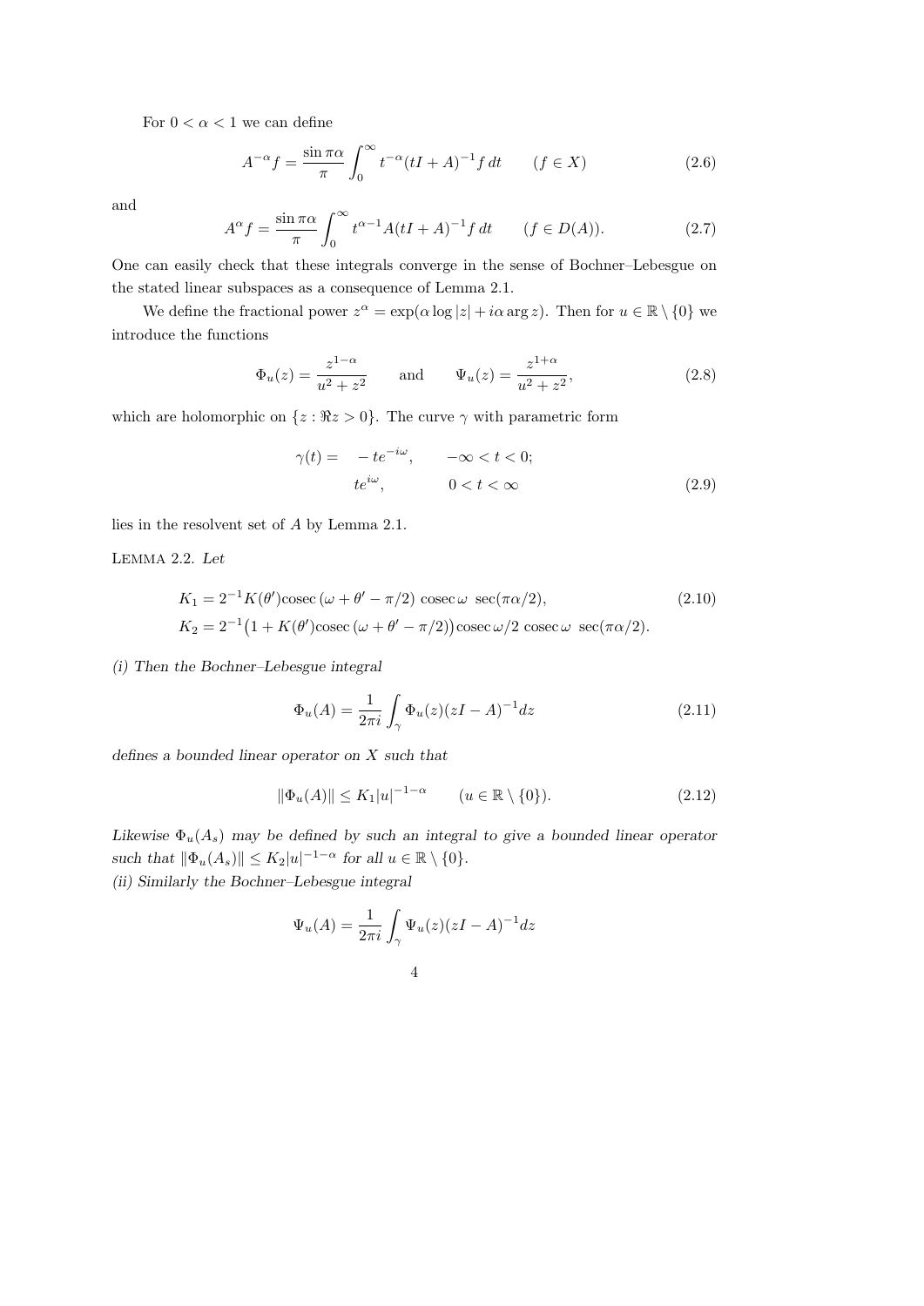For $0 < \alpha < 1$ we can define

$$A^{-\alpha} f = \frac{\sin \pi\alpha}{\pi} \int_0^\infty t^{-\alpha} (tI + A)^{-1} f \, dt \qquad (f \in X) \tag{2.6}$$

and

$$A^{\alpha} f = \frac{\sin \pi\alpha}{\pi} \int_0^\infty t^{\alpha - 1} A(tI + A)^{-1} f \, dt \qquad (f \in D(A)). \tag{2.7}$$

One can easily check that these integrals converge in the sense of Bochner–Lebesgue on the stated linear subspaces as a consequence of Lemma 2.1.

We define the fractional power $z^\alpha = \exp(\alpha \log |z| + i\alpha \arg z)$. Then for $u \in \mathbb{R} \setminus \{0\}$ we introduce the functions

$$\Phi_u(z) = \frac{z^{1-\alpha}}{u^2 + z^2} \qquad \text{and} \qquad \Psi_u(z) = \frac{z^{1+\alpha}}{u^2 + z^2}, \tag{2.8}$$

which are holomorphic on $\{z : \Re z > 0\}$. The curve $\gamma$ with parametric form

$$\begin{aligned} \gamma(t) = \quad & -te^{-i\omega}, \qquad -\infty < t < 0; \\ & te^{i\omega}, \qquad\quad\; 0 < t < \infty \end{aligned} \tag{2.9}$$

lies in the resolvent set of $A$ by Lemma 2.1.

LEMMA 2.2. *Let*

$$\begin{aligned} K_1 &= 2^{-1} K(\theta') \operatorname{cosec}(\omega + \theta' - \pi/2) \operatorname{cosec} \omega \, \sec(\pi\alpha/2), \\ K_2 &= 2^{-1}\big(1 + K(\theta') \operatorname{cosec}(\omega + \theta' - \pi/2)\big) \operatorname{cosec} \omega/2 \operatorname{cosec} \omega \, \sec(\pi\alpha/2). \end{aligned} \tag{2.10}$$

*(i) Then the Bochner–Lebesgue integral*

$$\Phi_u(A) = \frac{1}{2\pi i} \int_\gamma \Phi_u(z)(zI - A)^{-1} dz \tag{2.11}$$

*defines a bounded linear operator on $X$ such that*

$$\|\Phi_u(A)\| \le K_1 |u|^{-1-\alpha} \qquad (u \in \mathbb{R} \setminus \{0\}). \tag{2.12}$$

*Likewise $\Phi_u(A_s)$ may be defined by such an integral to give a bounded linear operator such that $\|\Phi_u(A_s)\| \le K_2 |u|^{-1-\alpha}$ for all $u \in \mathbb{R} \setminus \{0\}$.*

*(ii) Similarly the Bochner–Lebesgue integral*

$$\Psi_u(A) = \frac{1}{2\pi i} \int_\gamma \Psi_u(z)(zI - A)^{-1} dz$$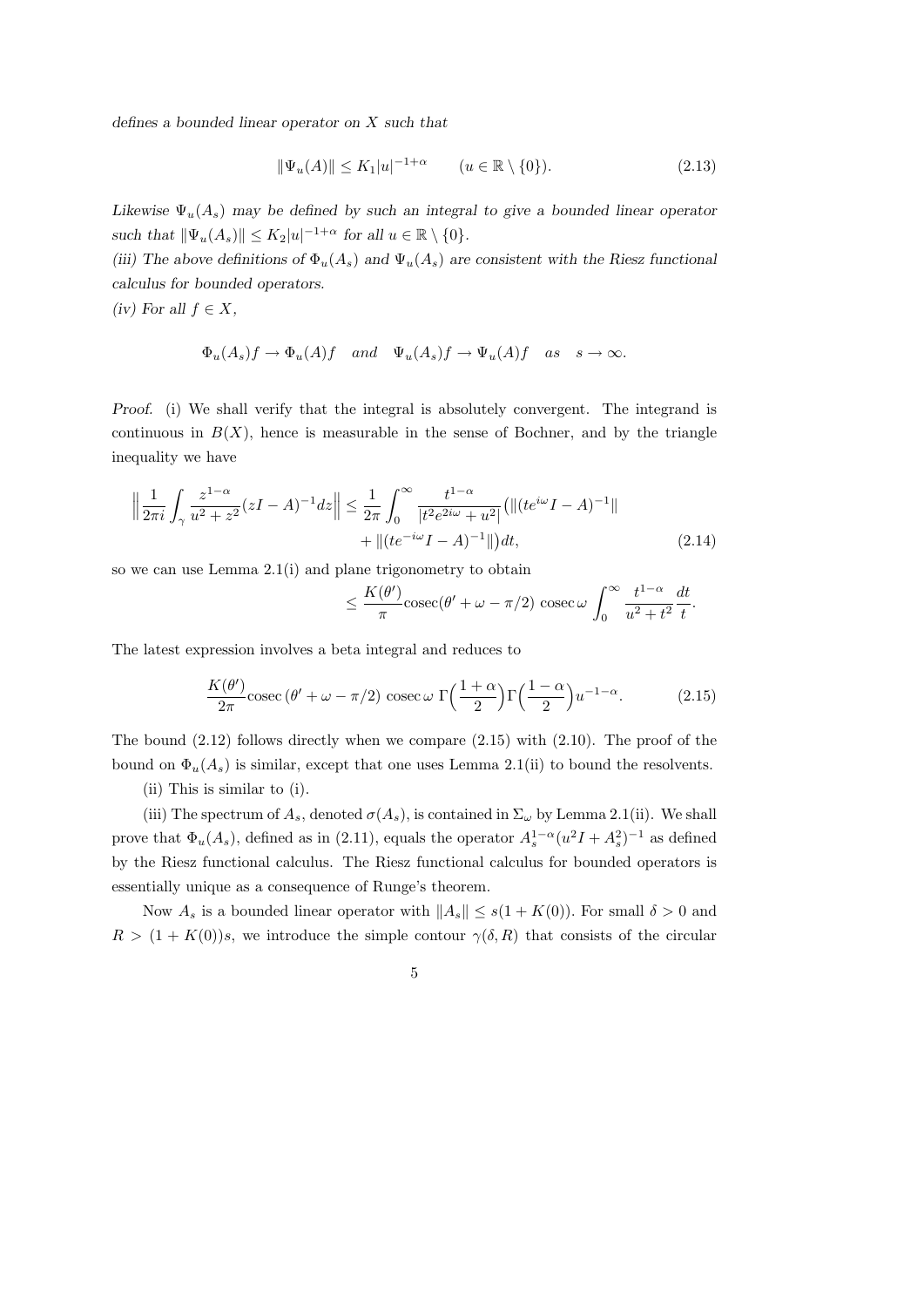*defines a bounded linear operator on $X$ such that*

$$\|\Psi_u(A)\| \le K_1 |u|^{-1+\alpha} \qquad (u \in \mathbb{R} \setminus \{0\}). \tag{2.13}$$

*Likewise $\Psi_u(A_s)$ may be defined by such an integral to give a bounded linear operator such that $\|\Psi_u(A_s)\| \le K_2|u|^{-1+\alpha}$ for all $u \in \mathbb{R} \setminus \{0\}$.*

*(iii) The above definitions of $\Phi_u(A_s)$ and $\Psi_u(A_s)$ are consistent with the Riesz functional calculus for bounded operators.*

*(iv) For all $f \in X$,*

$$\Phi_u(A_s)f \to \Phi_u(A)f \quad \textit{and} \quad \Psi_u(A_s)f \to \Psi_u(A)f \quad \textit{as} \quad s \to \infty.$$

*Proof.* (i) We shall verify that the integral is absolutely convergent. The integrand is continuous in $B(X)$, hence is measurable in the sense of Bochner, and by the triangle inequality we have

$$\Big\| \frac{1}{2\pi i} \int_\gamma \frac{z^{1-\alpha}}{u^2+z^2}(zI-A)^{-1} dz \Big\| \le \frac{1}{2\pi} \int_0^\infty \frac{t^{1-\alpha}}{|t^2 e^{2i\omega} + u^2|} \big( \|(te^{i\omega}I - A)^{-1}\| + \|(te^{-i\omega}I - A)^{-1}\| \big) dt, \tag{2.14}$$

so we can use Lemma 2.1(i) and plane trigonometry to obtain

$$\le \frac{K(\theta')}{\pi} \mathrm{cosec}(\theta' + \omega - \pi/2) \,\mathrm{cosec}\,\omega \int_0^\infty \frac{t^{1-\alpha}}{u^2+t^2} \frac{dt}{t}.$$

The latest expression involves a beta integral and reduces to

$$\frac{K(\theta')}{2\pi} \mathrm{cosec}\,(\theta' + \omega - \pi/2) \,\mathrm{cosec}\,\omega \; \Gamma\Big(\frac{1+\alpha}{2}\Big)\Gamma\Big(\frac{1-\alpha}{2}\Big) u^{-1-\alpha}. \tag{2.15}$$

The bound (2.12) follows directly when we compare (2.15) with (2.10). The proof of the bound on $\Phi_u(A_s)$ is similar, except that one uses Lemma 2.1(ii) to bound the resolvents.

(ii) This is similar to (i).

(iii) The spectrum of $A_s$, denoted $\sigma(A_s)$, is contained in $\Sigma_\omega$ by Lemma 2.1(ii). We shall prove that $\Phi_u(A_s)$, defined as in (2.11), equals the operator $A_s^{1-\alpha}(u^2I + A_s^2)^{-1}$ as defined by the Riesz functional calculus. The Riesz functional calculus for bounded operators is essentially unique as a consequence of Runge's theorem.

Now $A_s$ is a bounded linear operator with $\|A_s\| \le s(1 + K(0))$. For small $\delta > 0$ and $R > (1 + K(0))s$, we introduce the simple contour $\gamma(\delta, R)$ that consists of the circular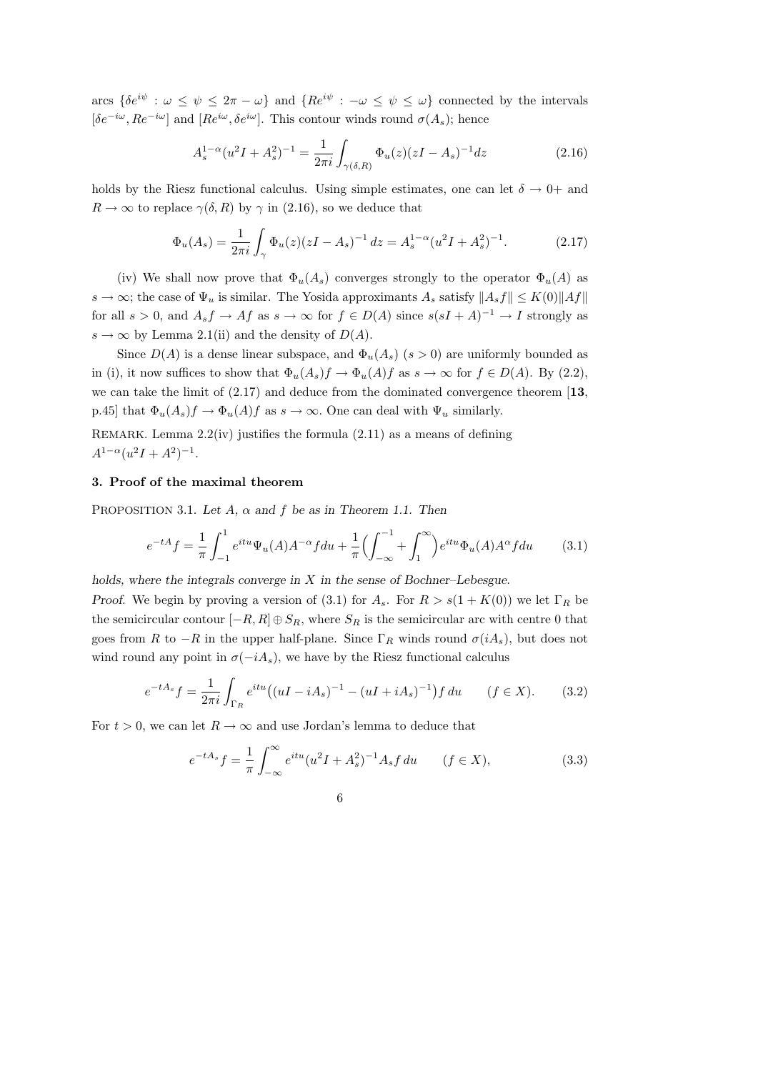arcs $\{\delta e^{i\psi} : \omega \leq \psi \leq 2\pi - \omega\}$ and $\{Re^{i\psi} : -\omega \leq \psi \leq \omega\}$ connected by the intervals $[\delta e^{-i\omega}, Re^{-i\omega}]$ and $[Re^{i\omega}, \delta e^{i\omega}]$. This contour winds round $\sigma(A_s)$; hence

$$A_s^{1-\alpha}(u^2 I + A_s^2)^{-1} = \frac{1}{2\pi i}\int_{\gamma(\delta,R)} \Phi_u(z)(zI - A_s)^{-1} dz \tag{2.16}$$

holds by the Riesz functional calculus. Using simple estimates, one can let $\delta \to 0+$ and $R \to \infty$ to replace $\gamma(\delta, R)$ by $\gamma$ in (2.16), so we deduce that

$$\Phi_u(A_s) = \frac{1}{2\pi i}\int_{\gamma} \Phi_u(z)(zI - A_s)^{-1}\, dz = A_s^{1-\alpha}(u^2 I + A_s^2)^{-1}. \tag{2.17}$$

(iv) We shall now prove that $\Phi_u(A_s)$ converges strongly to the operator $\Phi_u(A)$ as $s \to \infty$; the case of $\Psi_u$ is similar. The Yosida approximants $A_s$ satisfy $\|A_s f\| \leq K(0)\|Af\|$ for all $s > 0$, and $A_s f \to Af$ as $s \to \infty$ for $f \in D(A)$ since $s(sI + A)^{-1} \to I$ strongly as $s \to \infty$ by Lemma 2.1(ii) and the density of $D(A)$.

Since $D(A)$ is a dense linear subspace, and $\Phi_u(A_s)$ $(s > 0)$ are uniformly bounded as in (i), it now suffices to show that $\Phi_u(A_s)f \to \Phi_u(A)f$ as $s \to \infty$ for $f \in D(A)$. By (2.2), we can take the limit of (2.17) and deduce from the dominated convergence theorem [**13**, p.45] that $\Phi_u(A_s)f \to \Phi_u(A)f$ as $s \to \infty$. One can deal with $\Psi_u$ similarly.

REMARK. Lemma 2.2(iv) justifies the formula (2.11) as a means of defining $A^{1-\alpha}(u^2 I + A^2)^{-1}$.

### 3. Proof of the maximal theorem

PROPOSITION 3.1. *Let $A$, $\alpha$ and $f$ be as in Theorem 1.1. Then*

$$e^{-tA}f = \frac{1}{\pi}\int_{-1}^{1} e^{itu}\Psi_u(A)A^{-\alpha} f du + \frac{1}{\pi}\Big(\int_{-\infty}^{-1} + \int_{1}^{\infty}\Big) e^{itu}\Phi_u(A)A^{\alpha} f du \tag{3.1}$$

*holds, where the integrals converge in $X$ in the sense of Bochner–Lebesgue.*

*Proof.* We begin by proving a version of (3.1) for $A_s$. For $R > s(1 + K(0))$ we let $\Gamma_R$ be the semicircular contour $[-R, R] \oplus S_R$, where $S_R$ is the semicircular arc with centre 0 that goes from $R$ to $-R$ in the upper half-plane. Since $\Gamma_R$ winds round $\sigma(iA_s)$, but does not wind round any point in $\sigma(-iA_s)$, we have by the Riesz functional calculus

$$e^{-tA_s}f = \frac{1}{2\pi i}\int_{\Gamma_R} e^{itu}\big((uI - iA_s)^{-1} - (uI + iA_s)^{-1}\big) f\, du \qquad (f \in X). \tag{3.2}$$

For $t > 0$, we can let $R \to \infty$ and use Jordan's lemma to deduce that

$$e^{-tA_s}f = \frac{1}{\pi}\int_{-\infty}^{\infty} e^{itu}(u^2 I + A_s^2)^{-1} A_s f\, du \qquad (f \in X), \tag{3.3}$$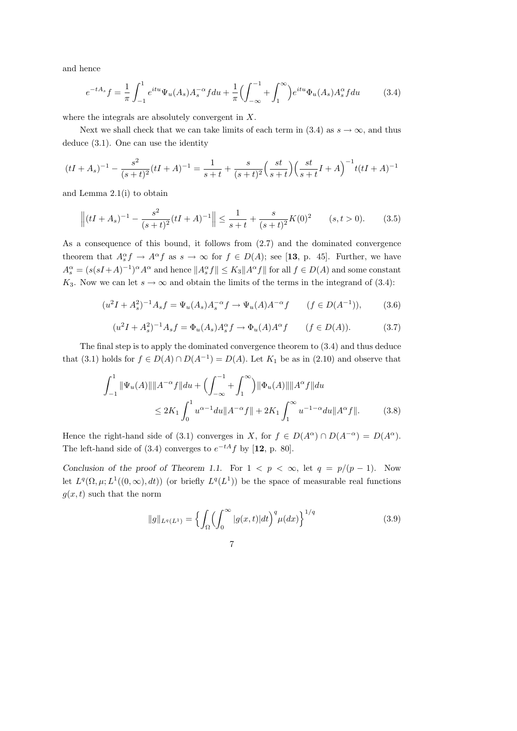and hence

$$e^{-tA_s} f = \frac{1}{\pi} \int_{-1}^{1} e^{itu} \Psi_u(A_s) A_s^{-\alpha} f du + \frac{1}{\pi} \Big( \int_{-\infty}^{-1} + \int_{1}^{\infty} \Big) e^{itu} \Phi_u(A_s) A_s^{\alpha} f du \tag{3.4}$$

where the integrals are absolutely convergent in $X$.

Next we shall check that we can take limits of each term in (3.4) as $s \to \infty$, and thus deduce (3.1). One can use the identity

$$(tI + A_s)^{-1} - \frac{s^2}{(s+t)^2}(tI + A)^{-1} = \frac{1}{s+t} + \frac{s}{(s+t)^2}\Big(\frac{st}{s+t}\Big)\Big(\frac{st}{s+t}I + A\Big)^{-1} t(tI + A)^{-1}$$

and Lemma 2.1(i) to obtain

$$\Big\| (tI + A_s)^{-1} - \frac{s^2}{(s+t)^2}(tI + A)^{-1} \Big\| \leq \frac{1}{s+t} + \frac{s}{(s+t)^2} K(0)^2 \qquad (s, t > 0). \tag{3.5}$$

As a consequence of this bound, it follows from (2.7) and the dominated convergence theorem that $A_s^\alpha f \to A^\alpha f$ as $s \to \infty$ for $f \in D(A)$; see [**13**, p. 45]. Further, we have $A_s^\alpha = (s(sI + A)^{-1})^\alpha A^\alpha$ and hence $\|A_s^\alpha f\| \leq K_3 \|A^\alpha f\|$ for all $f \in D(A)$ and some constant $K_3$. Now we can let $s \to \infty$ and obtain the limits of the terms in the integrand of (3.4):

$$(u^2 I + A_s^2)^{-1} A_s f = \Psi_u(A_s) A_s^{-\alpha} f \to \Psi_u(A) A^{-\alpha} f \qquad (f \in D(A^{-1})), \tag{3.6}$$

$$(u^2 I + A_s^2)^{-1} A_s f = \Phi_u(A_s) A_s^{\alpha} f \to \Phi_u(A) A^{\alpha} f \qquad (f \in D(A)). \tag{3.7}$$

The final step is to apply the dominated convergence theorem to (3.4) and thus deduce that (3.1) holds for $f \in D(A) \cap D(A^{-1}) = D(A)$. Let $K_1$ be as in (2.10) and observe that

$$\int_{-1}^{1} \|\Psi_u(A)\| \|A^{-\alpha} f\| du + \Big( \int_{-\infty}^{-1} + \int_{1}^{\infty} \Big) \|\Phi_u(A)\| \|A^{\alpha} f\| du$$
$$\leq 2K_1 \int_0^1 u^{\alpha - 1} du \|A^{-\alpha} f\| + 2K_1 \int_1^\infty u^{-1-\alpha} du \|A^\alpha f\|. \tag{3.8}$$

Hence the right-hand side of (3.1) converges in $X$, for $f \in D(A^\alpha) \cap D(A^{-\alpha}) = D(A^\alpha)$. The left-hand side of (3.4) converges to $e^{-tA} f$ by [**12**, p. 80].

*Conclusion of the proof of Theorem 1.1.* For $1 < p < \infty$, let $q = p/(p-1)$. Now let $L^q(\Omega, \mu; L^1((0, \infty), dt))$ (or briefly $L^q(L^1)$) be the space of measurable real functions $g(x, t)$ such that the norm

$$\|g\|_{L^q(L^1)} = \Big\{ \int_\Omega \Big( \int_0^\infty |g(x,t)| dt \Big)^q \mu(dx) \Big\}^{1/q} \tag{3.9}$$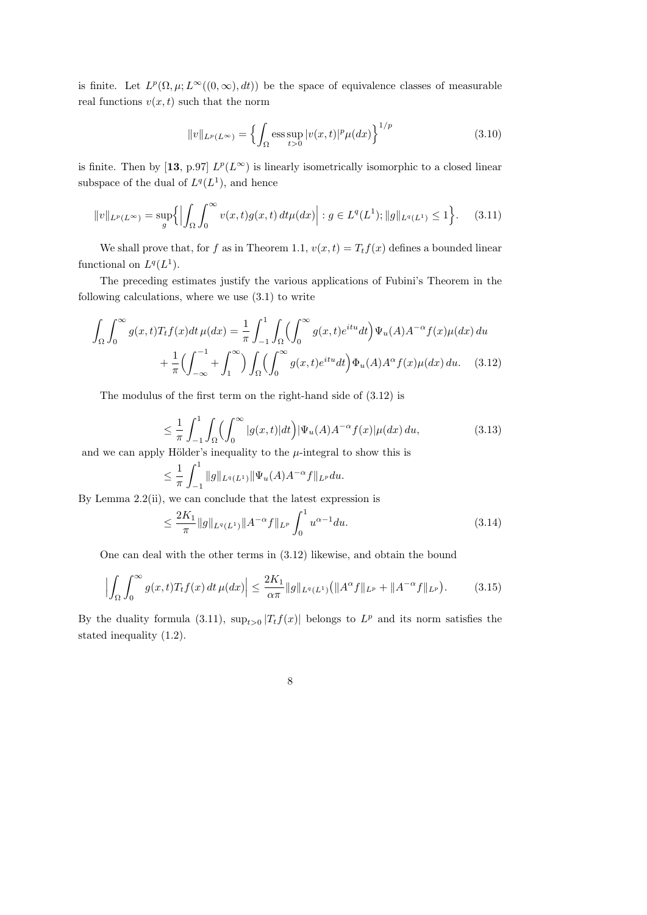is finite. Let $L^p(\Omega, \mu; L^\infty((0,\infty), dt))$ be the space of equivalence classes of measurable real functions $v(x,t)$ such that the norm

$$\|v\|_{L^p(L^\infty)} = \Big\{ \int_\Omega \operatorname*{ess\,sup}_{t>0} |v(x,t)|^p \mu(dx) \Big\}^{1/p} \tag{3.10}$$

is finite. Then by [**13**, p.97] $L^p(L^\infty)$ is linearly isometrically isomorphic to a closed linear subspace of the dual of $L^q(L^1)$, and hence

$$\|v\|_{L^p(L^\infty)} = \sup_g \Big\{ \Big| \int_\Omega \int_0^\infty v(x,t) g(x,t)\, dt \mu(dx) \Big| : g \in L^q(L^1); \|g\|_{L^q(L^1)} \le 1 \Big\}. \tag{3.11}$$

We shall prove that, for $f$ as in Theorem 1.1, $v(x,t) = T_t f(x)$ defines a bounded linear functional on $L^q(L^1)$.

The preceding estimates justify the various applications of Fubini's Theorem in the following calculations, where we use (3.1) to write

$$\begin{aligned}
\int_\Omega \int_0^\infty g(x,t) T_t f(x) dt\, \mu(dx) &= \frac{1}{\pi} \int_{-1}^1 \int_\Omega \Big( \int_0^\infty g(x,t) e^{itu} dt \Big) \Psi_u(A) A^{-\alpha} f(x) \mu(dx)\, du \\
&+ \frac{1}{\pi} \Big( \int_{-\infty}^{-1} + \int_1^\infty \Big) \int_\Omega \Big( \int_0^\infty g(x,t) e^{itu} dt \Big) \Phi_u(A) A^{\alpha} f(x) \mu(dx)\, du.
\end{aligned} \tag{3.12}$$

The modulus of the first term on the right-hand side of (3.12) is

$$\le \frac{1}{\pi} \int_{-1}^1 \int_\Omega \Big( \int_0^\infty |g(x,t)| dt \Big) |\Psi_u(A) A^{-\alpha} f(x)| \mu(dx)\, du, \tag{3.13}$$

and we can apply Hölder's inequality to the $\mu$-integral to show this is

$$\le \frac{1}{\pi} \int_{-1}^1 \|g\|_{L^q(L^1)} \|\Psi_u(A) A^{-\alpha} f\|_{L^p} du.$$

By Lemma 2.2(ii), we can conclude that the latest expression is

$$\le \frac{2K_1}{\pi} \|g\|_{L^q(L^1)} \|A^{-\alpha} f\|_{L^p} \int_0^1 u^{\alpha-1} du. \tag{3.14}$$

One can deal with the other terms in (3.12) likewise, and obtain the bound

$$\Big| \int_\Omega \int_0^\infty g(x,t) T_t f(x)\, dt\, \mu(dx) \Big| \le \frac{2K_1}{\alpha\pi} \|g\|_{L^q(L^1)} \big( \|A^\alpha f\|_{L^p} + \|A^{-\alpha} f\|_{L^p} \big). \tag{3.15}$$

By the duality formula (3.11), $\sup_{t>0} |T_t f(x)|$ belongs to $L^p$ and its norm satisfies the stated inequality (1.2).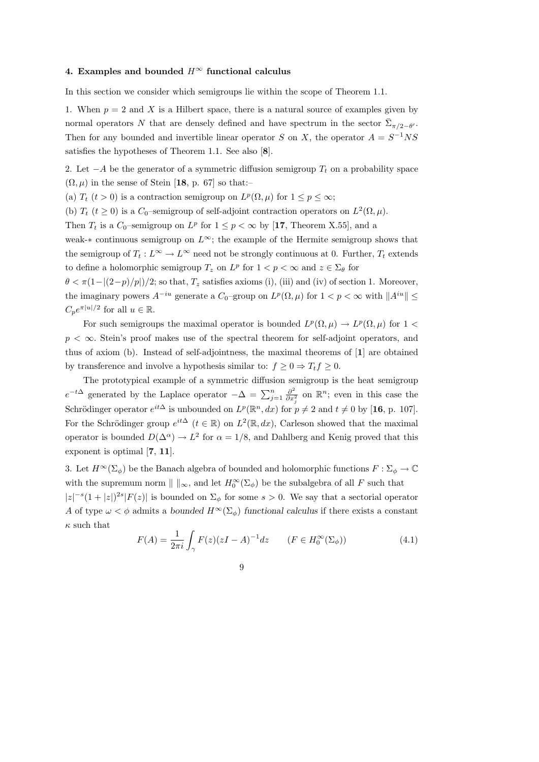#### 4. Examples and bounded $H^\infty$ functional calculus

In this section we consider which semigroups lie within the scope of Theorem 1.1.

1. When $p = 2$ and $X$ is a Hilbert space, there is a natural source of examples given by normal operators $N$ that are densely defined and have spectrum in the sector $\bar{\Sigma}_{\pi/2-\theta'}$. Then for any bounded and invertible linear operator $S$ on $X$, the operator $A = S^{-1}NS$ satisfies the hypotheses of Theorem 1.1. See also [**8**].

2. Let $-A$ be the generator of a symmetric diffusion semigroup $T_t$ on a probability space $(\Omega, \mu)$ in the sense of Stein [**18**, p. 67] so that:–

(a) $T_t$ $(t > 0)$ is a contraction semigroup on $L^p(\Omega, \mu)$ for $1 \leq p \leq \infty$;

(b) $T_t$ $(t \geq 0)$ is a $C_0$–semigroup of self-adjoint contraction operators on $L^2(\Omega, \mu)$.

Then $T_t$ is a $C_0$–semigroup on $L^p$ for $1 \leq p < \infty$ by [**17**, Theorem X.55], and a weak-$*$ continuous semigroup on $L^\infty$; the example of the Hermite semigroup shows that the semigroup of $T_t : L^\infty \to L^\infty$ need not be strongly continuous at 0. Further, $T_t$ extends to define a holomorphic semigroup $T_z$ on $L^p$ for $1 < p < \infty$ and $z \in \Sigma_\theta$ for $\theta < \pi(1 - |(2-p)/p|)/2$; so that, $T_z$ satisfies axioms (i), (iii) and (iv) of section 1. Moreover, the imaginary powers $A^{-iu}$ generate a $C_0$–group on $L^p(\Omega, \mu)$ for $1 < p < \infty$ with $\|A^{iu}\| \leq C_p e^{\pi|u|/2}$ for all $u \in \mathbb{R}$.

For such semigroups the maximal operator is bounded $L^p(\Omega, \mu) \to L^p(\Omega, \mu)$ for $1 < p < \infty$. Stein's proof makes use of the spectral theorem for self-adjoint operators, and thus of axiom (b). Instead of self-adjointness, the maximal theorems of [**1**] are obtained by transference and involve a hypothesis similar to: $f \geq 0 \Rightarrow T_t f \geq 0$.

The prototypical example of a symmetric diffusion semigroup is the heat semigroup $e^{-t\Delta}$ generated by the Laplace operator $-\Delta = \sum_{j=1}^n \frac{\partial^2}{\partial x_j^2}$ on $\mathbb{R}^n$; even in this case the Schrödinger operator $e^{it\Delta}$ is unbounded on $L^p(\mathbb{R}^n, dx)$ for $p \neq 2$ and $t \neq 0$ by [**16**, p. 107]. For the Schrödinger group $e^{it\Delta}$ $(t \in \mathbb{R})$ on $L^2(\mathbb{R}, dx)$, Carleson showed that the maximal operator is bounded $D(\Delta^\alpha) \to L^2$ for $\alpha = 1/8$, and Dahlberg and Kenig proved that this exponent is optimal [**7**, **11**].

3. Let $H^\infty(\Sigma_\phi)$ be the Banach algebra of bounded and holomorphic functions $F : \Sigma_\phi \to \mathbb{C}$ with the supremum norm $\| \, \|_\infty$, and let $H_0^\infty(\Sigma_\phi)$ be the subalgebra of all $F$ such that $|z|^{-s}(1 + |z|)^{2s}|F(z)|$ is bounded on $\Sigma_\phi$ for some $s > 0$. We say that a sectorial operator $A$ of type $\omega < \phi$ admits a *bounded $H^\infty(\Sigma_\phi)$ functional calculus* if there exists a constant $\kappa$ such that

$$F(A) = \frac{1}{2\pi i} \int_\gamma F(z)(zI - A)^{-1} dz \qquad (F \in H_0^\infty(\Sigma_\phi)) \tag{4.1}$$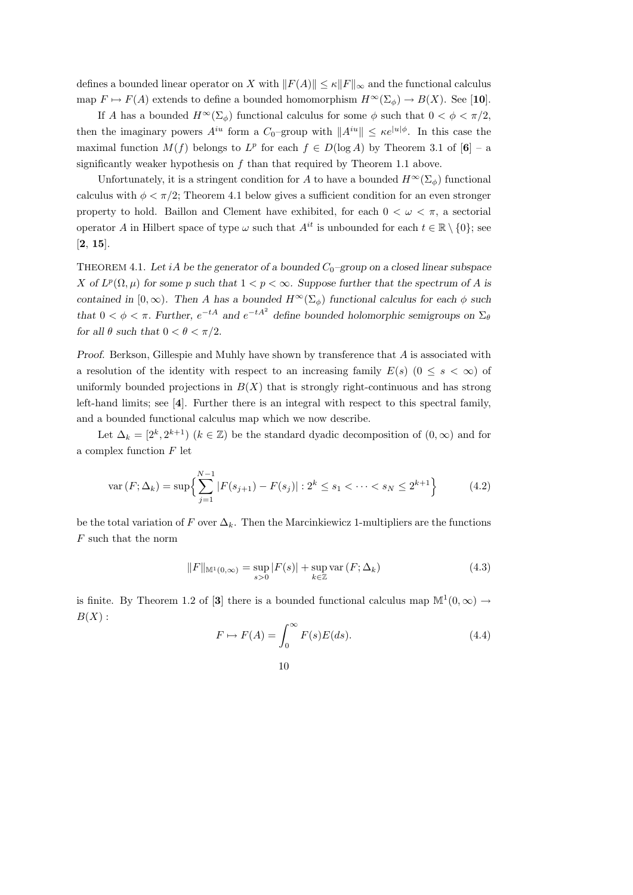defines a bounded linear operator on $X$ with $\|F(A)\| \leq \kappa \|F\|_\infty$ and the functional calculus map $F \mapsto F(A)$ extends to define a bounded homomorphism $H^\infty(\Sigma_\phi) \to B(X)$. See [**10**].

If $A$ has a bounded $H^\infty(\Sigma_\phi)$ functional calculus for some $\phi$ such that $0 < \phi < \pi/2$, then the imaginary powers $A^{iu}$ form a $C_0$–group with $\|A^{iu}\| \leq \kappa e^{|u|\phi}$. In this case the maximal function $M(f)$ belongs to $L^p$ for each $f \in D(\log A)$ by Theorem 3.1 of [**6**] – a significantly weaker hypothesis on $f$ than that required by Theorem 1.1 above.

Unfortunately, it is a stringent condition for $A$ to have a bounded $H^\infty(\Sigma_\phi)$ functional calculus with $\phi < \pi/2$; Theorem 4.1 below gives a sufficient condition for an even stronger property to hold. Baillon and Clement have exhibited, for each $0 < \omega < \pi$, a sectorial operator $A$ in Hilbert space of type $\omega$ such that $A^{it}$ is unbounded for each $t \in \mathbb{R} \setminus \{0\}$; see [**2**, **15**].

THEOREM 4.1. *Let $iA$ be the generator of a bounded $C_0$–group on a closed linear subspace $X$ of $L^p(\Omega, \mu)$ for some $p$ such that $1 < p < \infty$. Suppose further that the spectrum of $A$ is contained in $[0, \infty)$. Then $A$ has a bounded $H^\infty(\Sigma_\phi)$ functional calculus for each $\phi$ such that $0 < \phi < \pi$. Further, $e^{-tA}$ and $e^{-tA^2}$ define bounded holomorphic semigroups on $\Sigma_\theta$ for all $\theta$ such that $0 < \theta < \pi/2$.*

*Proof.* Berkson, Gillespie and Muhly have shown by transference that $A$ is associated with a resolution of the identity with respect to an increasing family $E(s)$ $(0 \leq s < \infty)$ of uniformly bounded projections in $B(X)$ that is strongly right-continuous and has strong left-hand limits; see [**4**]. Further there is an integral with respect to this spectral family, and a bounded functional calculus map which we now describe.

Let $\Delta_k = [2^k, 2^{k+1})$ $(k \in \mathbb{Z})$ be the standard dyadic decomposition of $(0, \infty)$ and for a complex function $F$ let

$$\operatorname{var}(F; \Delta_k) = \sup\Big\{ \sum_{j=1}^{N-1} |F(s_{j+1}) - F(s_j)| : 2^k \leq s_1 < \cdots < s_N \leq 2^{k+1} \Big\} \tag{4.2}$$

be the total variation of $F$ over $\Delta_k$. Then the Marcinkiewicz 1-multipliers are the functions $F$ such that the norm

$$\|F\|_{\mathbb{M}^1(0,\infty)} = \sup_{s>0} |F(s)| + \sup_{k \in \mathbb{Z}} \operatorname{var}(F; \Delta_k) \tag{4.3}$$

is finite. By Theorem 1.2 of [**3**] there is a bounded functional calculus map $\mathbb{M}^1(0, \infty) \to B(X)$ :

$$F \mapsto F(A) = \int_0^\infty F(s) E(ds). \tag{4.4}$$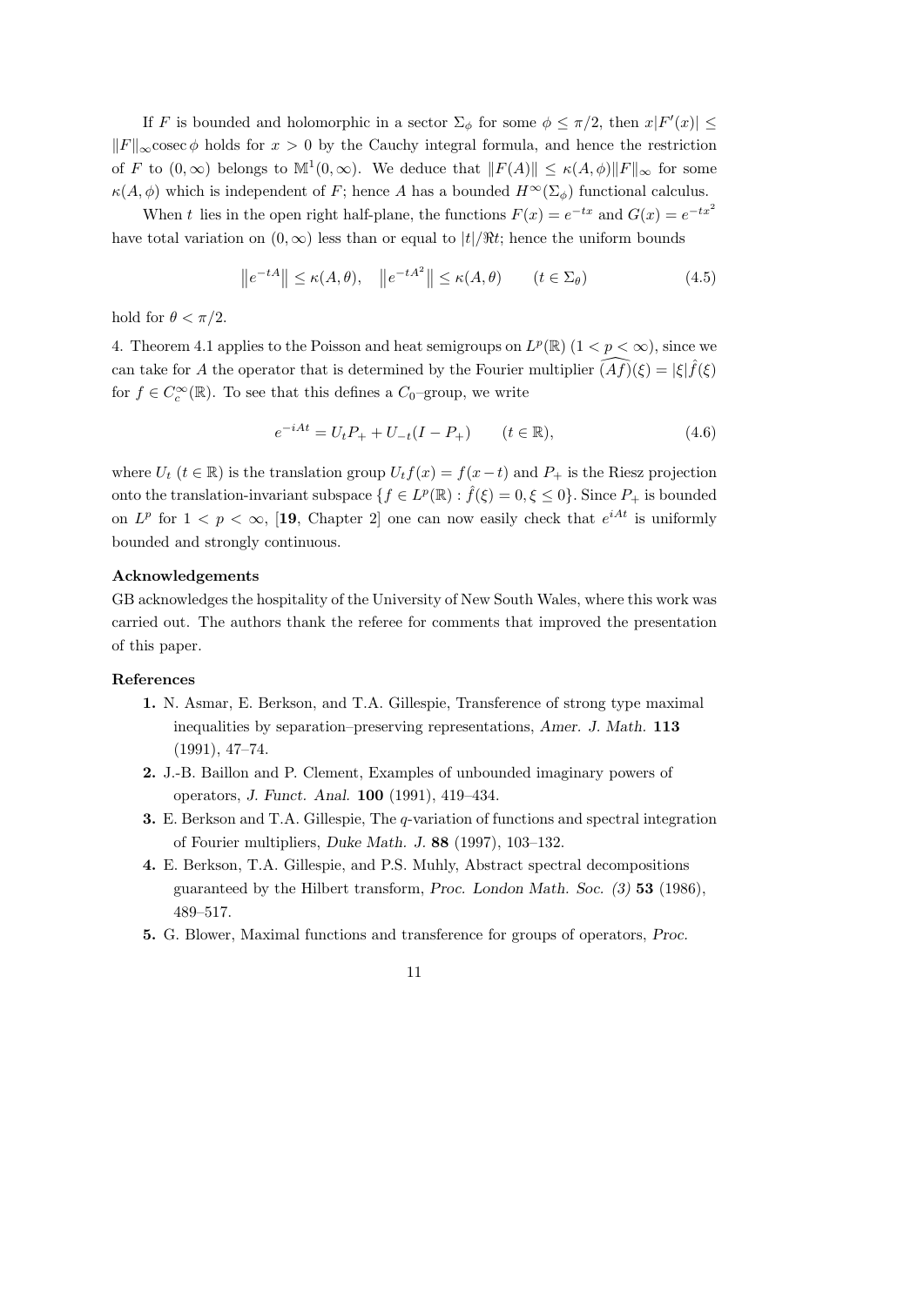If $F$ is bounded and holomorphic in a sector $\Sigma_\phi$ for some $\phi \leq \pi/2$, then $x|F'(x)| \leq \|F\|_\infty \operatorname{cosec} \phi$ holds for $x > 0$ by the Cauchy integral formula, and hence the restriction of $F$ to $(0, \infty)$ belongs to $\mathbb{M}^1(0, \infty)$. We deduce that $\|F(A)\| \leq \kappa(A, \phi)\|F\|_\infty$ for some $\kappa(A, \phi)$ which is independent of $F$; hence $A$ has a bounded $H^\infty(\Sigma_\phi)$ functional calculus.

When $t$ lies in the open right half-plane, the functions $F(x) = e^{-tx}$ and $G(x) = e^{-tx^2}$ have total variation on $(0, \infty)$ less than or equal to $|t|/\Re t$; hence the uniform bounds

$$\left\|e^{-tA}\right\| \leq \kappa(A, \theta), \quad \left\|e^{-tA^2}\right\| \leq \kappa(A, \theta) \qquad (t \in \Sigma_\theta) \tag{4.5}$$

hold for $\theta < \pi/2$.

4. Theorem 4.1 applies to the Poisson and heat semigroups on $L^p(\mathbb{R})$ $(1 < p < \infty)$, since we can take for $A$ the operator that is determined by the Fourier multiplier $\widehat{(Af)}(\xi) = |\xi|\hat{f}(\xi)$ for $f \in C_c^\infty(\mathbb{R})$. To see that this defines a $C_0$–group, we write

$$e^{-iAt} = U_t P_+ + U_{-t}(I - P_+) \qquad (t \in \mathbb{R}), \tag{4.6}$$

where $U_t$ $(t \in \mathbb{R})$ is the translation group $U_t f(x) = f(x - t)$ and $P_+$ is the Riesz projection onto the translation-invariant subspace $\{f \in L^p(\mathbb{R}) : \hat{f}(\xi) = 0, \xi \leq 0\}$. Since $P_+$ is bounded on $L^p$ for $1 < p < \infty$, [**19**, Chapter 2] one can now easily check that $e^{iAt}$ is uniformly bounded and strongly continuous.

### Acknowledgements

GB acknowledges the hospitality of the University of New South Wales, where this work was carried out. The authors thank the referee for comments that improved the presentation of this paper.

### References

**1.** N. Asmar, E. Berkson, and T.A. Gillespie, Transference of strong type maximal inequalities by separation–preserving representations, *Amer. J. Math.* **113** (1991), 47–74.

**2.** J.-B. Baillon and P. Clement, Examples of unbounded imaginary powers of operators, *J. Funct. Anal.* **100** (1991), 419–434.

**3.** E. Berkson and T.A. Gillespie, The $q$-variation of functions and spectral integration of Fourier multipliers, *Duke Math. J.* **88** (1997), 103–132.

**4.** E. Berkson, T.A. Gillespie, and P.S. Muhly, Abstract spectral decompositions guaranteed by the Hilbert transform, *Proc. London Math. Soc. (3)* **53** (1986), 489–517.

**5.** G. Blower, Maximal functions and transference for groups of operators, *Proc.*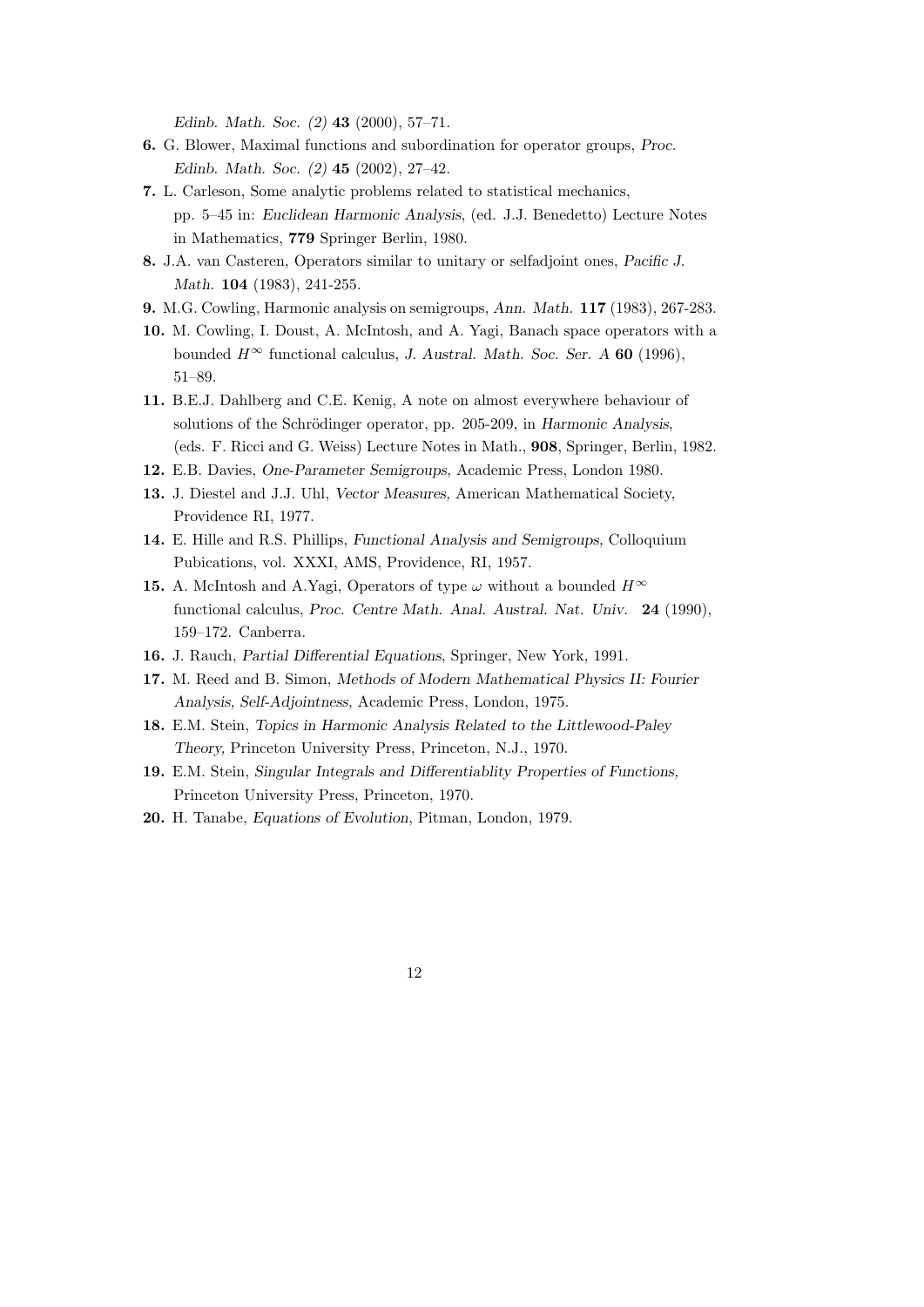*Edinb. Math. Soc. (2)* **43** (2000), 57–71.

**6.** G. Blower, Maximal functions and subordination for operator groups, *Proc. Edinb. Math. Soc. (2)* **45** (2002), 27–42.

**7.** L. Carleson, Some analytic problems related to statistical mechanics, pp. 5–45 in: *Euclidean Harmonic Analysis*, (ed. J.J. Benedetto) Lecture Notes in Mathematics, **779** Springer Berlin, 1980.

**8.** J.A. van Casteren, Operators similar to unitary or selfadjoint ones, *Pacific J. Math.* **104** (1983), 241-255.

**9.** M.G. Cowling, Harmonic analysis on semigroups, *Ann. Math.* **117** (1983), 267-283.

**10.** M. Cowling, I. Doust, A. McIntosh, and A. Yagi, Banach space operators with a bounded $H^\infty$ functional calculus, *J. Austral. Math. Soc. Ser. A* **60** (1996), 51–89.

**11.** B.E.J. Dahlberg and C.E. Kenig, A note on almost everywhere behaviour of solutions of the Schrödinger operator, pp. 205-209, in *Harmonic Analysis*, (eds. F. Ricci and G. Weiss) Lecture Notes in Math., **908**, Springer, Berlin, 1982.

**12.** E.B. Davies, *One-Parameter Semigroups*, Academic Press, London 1980.

**13.** J. Diestel and J.J. Uhl, *Vector Measures*, American Mathematical Society, Providence RI, 1977.

**14.** E. Hille and R.S. Phillips, *Functional Analysis and Semigroups*, Colloquium Pubications, vol. XXXI, AMS, Providence, RI, 1957.

**15.** A. McIntosh and A.Yagi, Operators of type $\omega$ without a bounded $H^\infty$ functional calculus, *Proc. Centre Math. Anal. Austral. Nat. Univ.* **24** (1990), 159–172. Canberra.

**16.** J. Rauch, *Partial Differential Equations*, Springer, New York, 1991.

**17.** M. Reed and B. Simon, *Methods of Modern Mathematical Physics II: Fourier Analysis, Self-Adjointness*, Academic Press, London, 1975.

**18.** E.M. Stein, *Topics in Harmonic Analysis Related to the Littlewood-Paley Theory*, Princeton University Press, Princeton, N.J., 1970.

**19.** E.M. Stein, *Singular Integrals and Differentiablity Properties of Functions*, Princeton University Press, Princeton, 1970.

**20.** H. Tanabe, *Equations of Evolution*, Pitman, London, 1979.